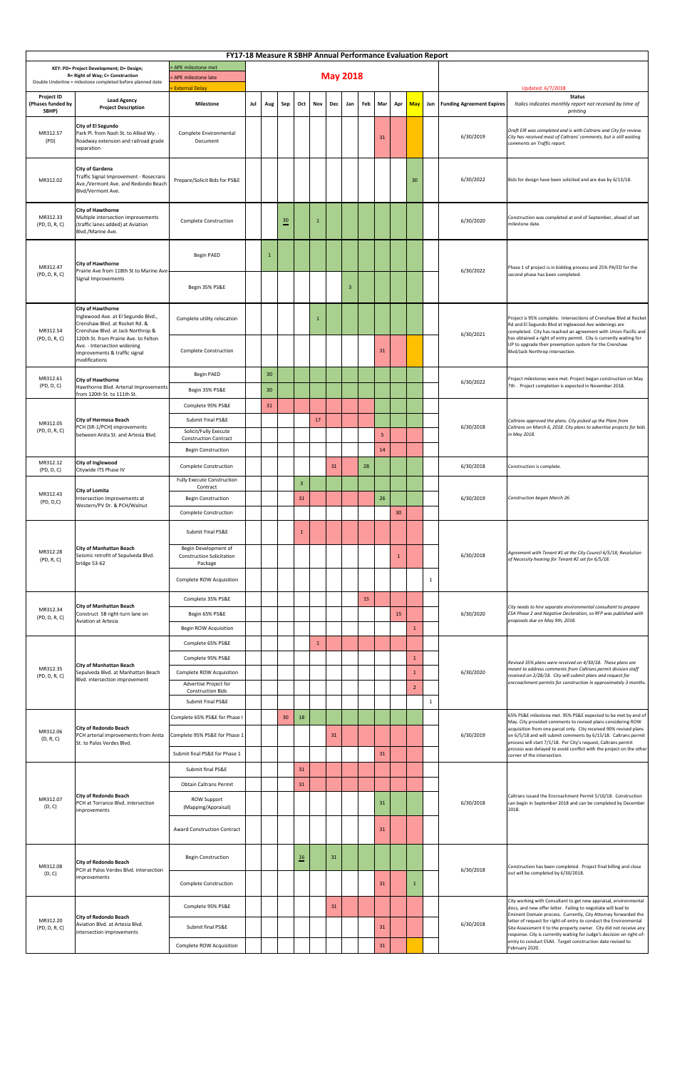# FY17-18 Measure R SBHP Annual Performance Evaluation Report

KEY: PD= Project Development; D= Design; R= Right of Way; C= Construction
Double Underline = milestone completed before planned date

= APE milestone met
= APE milestone late
= External Delay

## May 2018

Updated: 6/7/2018

| Project ID (Phases funded by SBHP) | Lead Agency Project Description | Milestone | Jul | Aug | Sep | Oct | Nov | Dec | Jan | Feb | Mar | Apr | May | Jun | Funding Agreement Expires | Status *Italics indicates monthly report not received by time of printing* |
|---|---|---|---|---|---|---|---|---|---|---|---|---|---|---|---|---|
| MR312.57 (PD) | **City of El Segundo** Park Pl. from Nash St. to Allied Wy. - Roadway extension and railroad grade separation | Complete Environmental Document | | | | | | | | | 31 | | | | 6/30/2019 | *Draft EIR was completed and is with Caltrans and City for review. City has received most of Caltrans' comments, but is still waiting comments on Traffic report.* |
| MR312.02 | **City of Gardena** Traffic Signal Improvement - Rosecrans Ave./Vermont Ave. and Redondo Beach Blvd/Vermont Ave. | Prepare/Solicit Bids for PS&E | | | | | | | | | | | 30 | | 6/30/2022 | Bids for design have been solicited and are due by 6/13/18. |
| MR312.33 (PD, D, R, C) | **City of Hawthorne** Multiple intersection improvements (traffic lanes added) at Aviation Blvd./Marine Ave. | Complete Construction | | | 30 | | 1 | | | | | | | | 6/30/2020 | Construction was completed at end of September, ahead of set milestone date. |
| MR312.47 (PD, D, R, C) | **City of Hawthorne** Prairie Ave from 118th St to Marine Ave- Signal Improvements | Begin PAED | | 1 | | | | | | | | | | | 6/30/2022 | Phase 1 of project is in bidding process and 25% PA/ED for the second phase has been completed. |
| | | Begin 35% PS&E | | | | | | | 3 | | | | | | | |
| MR312.54 (PD, D, R, C) | **City of Hawthorne** Inglewood Ave. at El Segundo Blvd., Crenshaw Blvd. at Rocket Rd. & Crenshaw Blvd. at Jack Northrop & 120th St. from Prairie Ave. to Felton Ave. - Intersection widening improvements & traffic signal modifications | Complete utility relocation | | | | | 1 | | | | | | | | 6/30/2021 | Project is 95% complete. Intersections of Crenshaw Blvd at Rocket Rd and El Segundo Blvd at Inglewood Ave widenings are completed. City has reached an agreement with Union Pacific and has obtained a right of entry permit. City is currently waiting for UP to upgrade their preemption system for the Crenshaw Blvd/Jack Northrop intersection. |
| | | Complete Construction | | | | | | | | | 31 | | | | | |
| MR312.61 (PD, D, C) | **City of Hawthorne** Hawthorne Blvd. Arterial Improvements from 120th St. to 111th St. | Begin PAED | | | 30 | | | | | | | | | | 6/30/2022 | Project milestones were met. Project began construction on May 7th . Project completion is expected in November 2018. |
| | | Begin 35% PS&E | | | 30 | | | | | | | | | | | |
| MR312.05 (PD, D, R, C) | **City of Hermosa Beach** PCH (SR-1/PCH) improvements between Anita St. and Artesia Blvd. | Complete 95% PS&E | | | 31 | | | | | | | | | | 6/30/2018 | *Caltrans approved the plans. City picked up the Plans from Caltrans on March 6, 2018. City plans to advertise projects for bids in May 2018.* |
| | | Submit Final PS&E | | | | | 17 | | | | | | | | | |
| | | Solicit/Fully Execute Construction Contract | | | | | | | | | 5 | | | | | |
| | | Begin Construction | | | | | | | | | 14 | | | | | |
| MR312.12 (PD, D, C) | **City of Inglewood** Citywide ITS Phase IV | Complete Construction | | | | | | 31 | | 28 | | | | | 6/30/2018 | Construction is complete. |
| MR312.43 (PD, D,C) | **City of Lomita** Intersection Improvements at Western/PV Dr. & PCH/Walnut | Fully Execute Construction Contract | | | | 3 | | | | | | | | | 6/30/2019 | *Construction began March 26.* |
| | | Begin Construction | | | | 31 | | | | | 26 | | | | | |
| | | Complete Construction | | | | | | | | | | 30 | | | | |
| MR312.28 (PD, R, C) | **City of Manhattan Beach** Seismic retrofit of Sepulveda Blvd. bridge 53-62 | Submit Final PS&E | | | | 1 | | | | | | | | | 6/30/2018 | *Agreement with Tenant #1 at the City Council 6/5/18; Resolution of Necessity hearing for Tenant #2 set for 6/5/18.* |
| | | Begin Development of Construction Solicitation Package | | | | | | | | | | 1 | | | | |
| | | Complete ROW Acquisition | | | | | | | | | | | | 1 | | |
| MR312.34 (PD, D, R, C) | **City of Manhattan Beach** Construct SB right-turn lane on Aviation at Artesia | Complete 35% PS&E | | | | | | | | 15 | | | | | 6/30/2020 | *City needs to hire separate environmental consultant to prepare ESA Phase 2 and Negative Declaration, so RFP was published with proposals due on May 9th, 2018.* |
| | | Begin 65% PS&E | | | | | | | | | | 15 | | | | |
| | | Begin ROW Acquisition | | | | | | | | | | | 1 | | | |
| MR312.35 (PD, D, R, C) | **City of Manhattan Beach** Sepulveda Blvd. at Manhattan Beach Blvd. intersection improvement | Complete 65% PS&E | | | | | 1 | | | | | | | | 6/30/2020 | *Revised 35% plans were received on 4/30/18. These plans are meant to address comments from Caltrans permit division staff received on 2/28/18. City will submit plans and request for encroachment permits for construction in approximately 3 months.* |
| | | Complete 95% PS&E | | | | | | | | | | | 1 | | | |
| | | Complete ROW Acquisition | | | | | | | | | | | 1 | | | |
| | | Advertise Project for Construction Bids | | | | | | | | | | | 2 | | | |
| | | Submit Final PS&E | | | | | | | | | | | | 1 | | |
| MR312.06 (D, R, C) | **City of Redondo Beach** PCH arterial improvements from Anita St. to Palos Verdes Blvd. | Complete 65% PS&E for Phase I | | | 30 | 18 | | | | | | | | | 6/30/2019 | 65% PS&E milestone met. 95% PS&E expected to be met by end of May. City provided comments to revised plans considering ROW acquisition from one parcel only. City received 90% revised plans on 6/5/18 and will submit comments by 6/15/18. Caltrans permit process will start 7/1/18. Per City's request, Caltrans permit process was delayed to avoid conflict with the project on the other corner of the intersection. |
| | | Complete 95% PS&E for Phase 1 | | | | | | 31 | | | | | | | | |
| | | Submit final PS&E for Phase 1 | | | | | | | | | 31 | | | | | |
| MR312.07 (D, C) | **City of Redondo Beach** PCH at Torrance Blvd. intersection improvements | Submit final PS&E | | | | 31 | | | | | | | | | 6/30/2018 | Caltrans issued the Encroachment Permit 5/10/18. Construction can begin in September 2018 and can be completed by December 2018. |
| | | Obtain Caltrans Permit | | | | 31 | | | | | | | | | | |
| | | ROW Support (Mapping/Appraisal) | | | | | | | | | 31 | | | | | |
| | | Award Construction Contract | | | | | | | | | 31 | | | | | |
| MR312.08 (D, C) | **City of Redondo Beach** PCH at Palos Verdes Blvd. intersection improvements | Begin Construction | | | | 16 | | 31 | | | | | | | 6/30/2018 | Construction has been completed. Project final billing and close out will be completed by 6/30/2018. |
| | | Complete Construction | | | | | | | | | 31 | | 1 | | | |
| MR312.20 (PD, D, R, C) | **City of Redondo Beach** Aviation Blvd. at Artesia Blvd. intersection improvements | Complete 95% PS&E | | | | | | 31 | | | | | | | 6/30/2018 | City working with Consultant to get new appraisal, environmental docs, and new offer letter. Failing to negotiate will lead to Eminent Domain process. Currently, City Attorney forwarded the letter of request for right-of-entry to conduct the Environmental Site Assessment II to the property owner. City did not receive any response. City is currently waiting for Judge's decision on right-of-entry to conduct ESAII. Target construction date revised to February 2020. |
| | | Submit final PS&E | | | | | | | | | 31 | | | | | |
| | | Complete ROW Acquisition | | | | | | | | | 31 | | | | | |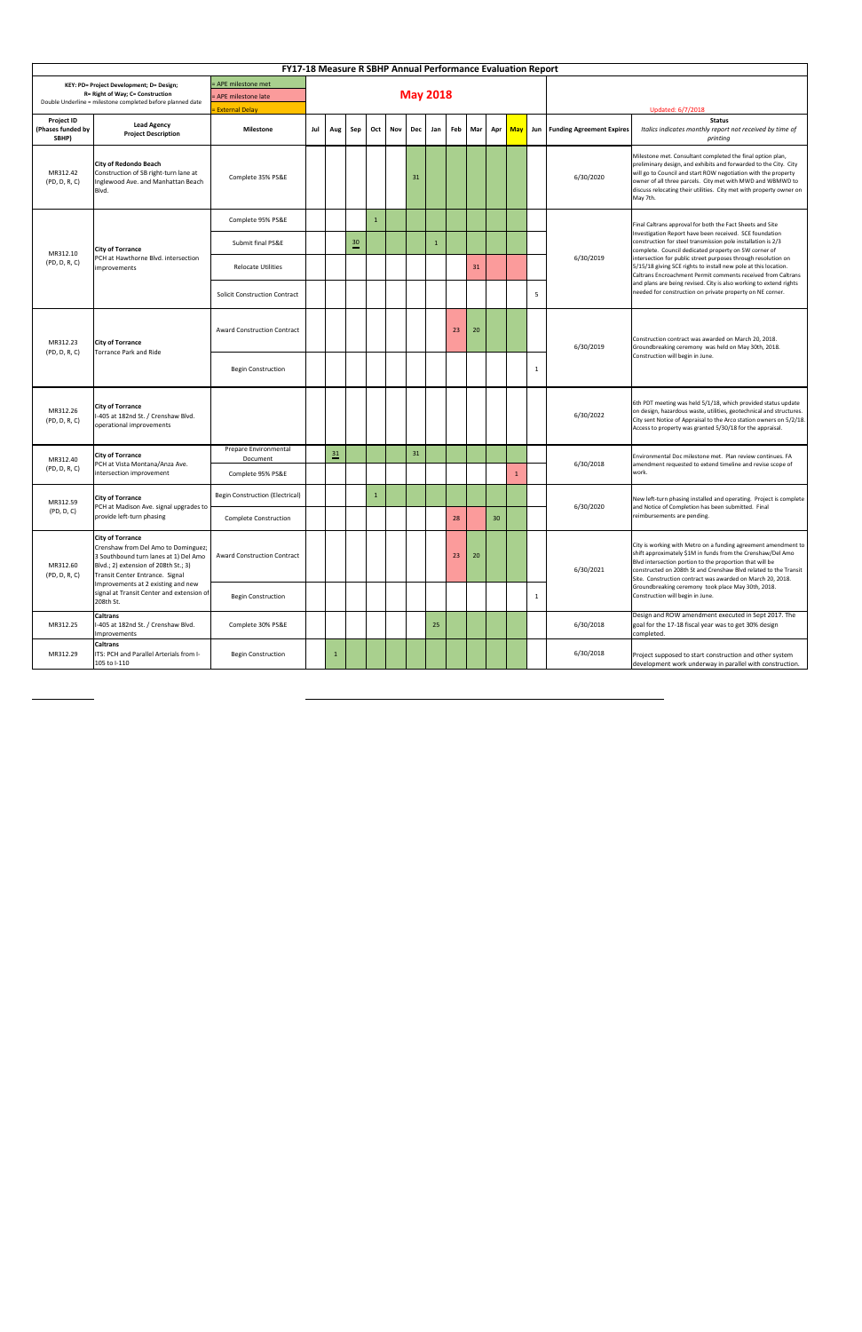# FY17-18 Measure R SBHP Annual Performance Evaluation Report

KEY: PD= Project Development; D= Design; R= Right of Way; C= Construction
Double Underline = milestone completed before planned date

= APE milestone met
= APE milestone late
= External Delay

## May 2018

Updated: 6/7/2018

| Project ID (Phases funded by SBHP) | Lead Agency Project Description | Milestone | Jul | Aug | Sep | Oct | Nov | Dec | Jan | Feb | Mar | Apr | May | Jun | Funding Agreement Expires | Status *Italics indicates monthly report not received by time of printing* |
|---|---|---|---|---|---|---|---|---|---|---|---|---|---|---|---|---|
| MR312.42 (PD, D, R, C) | **City of Redondo Beach** Construction of SB right-turn lane at Inglewood Ave. and Manhattan Beach Blvd. | Complete 35% PS&E | | | | | | 31 | | | | | | | 6/30/2020 | Milestone met. Consultant completed the final option plan, preliminary design, and exhibits and forwarded to the City. City will go to Council and start ROW negotiation with the property owner of all three parcels. City met with MWD and WBMWD to discuss relocating their utilities. City met with property owner on May 7th. |
| MR312.10 (PD, D, R, C) | **City of Torrance** PCH at Hawthorne Blvd. intersection improvements | Complete 95% PS&E | | | | 1 | | | | | | | | | 6/30/2019 | Final Caltrans approval for both the Fact Sheets and Site Investigation Report have been received. SCE foundation construction for steel transmission pole installation is 2/3 complete. Council dedicated property on SW corner of intersection for public street purposes through resolution on 5/15/18 giving SCE rights to install new pole at this location. Caltrans Encroachment Permit comments received from Caltrans and plans are being revised. City is also working to extend rights needed for construction on private property on NE corner. |
| | | Submit final PS&E | | | 30 | | | | 1 | | | | | | | |
| | | Relocate Utilities | | | | | | | | | 31 | | | | | |
| | | Solicit Construction Contract | | | | | | | | | | | | 5 | | |
| MR312.23 (PD, D, R, C) | **City of Torrance** Torrance Park and Ride | Award Construction Contract | | | | | | | | 23 | 20 | | | | 6/30/2019 | Construction contract was awarded on March 20, 2018. Groundbreaking ceremony was held on May 30th, 2018. Construction will begin in June. |
| | | Begin Construction | | | | | | | | | | | | 1 | | |
| MR312.26 (PD, D, R, C) | **City of Torrance** I-405 at 182nd St. / Crenshaw Blvd. operational improvements | | | | | | | | | | | | | | 6/30/2022 | 6th PDT meeting was held 5/1/18, which provided status update on design, hazardous waste, utilities, geotechnical and structures. City sent Notice of Appraisal to the Arco station owners on 5/2/18. Access to property was granted 5/30/18 for the appraisal. |
| MR312.40 (PD, D, R, C) | **City of Torrance** PCH at Vista Montana/Anza Ave. intersection improvement | Prepare Environmental Document | | 31 | | | | 31 | | | | | | | 6/30/2018 | Environmental Doc milestone met. Plan review continues. FA amendment requested to extend timeline and revise scope of work. |
| | | Complete 95% PS&E | | | | | | | | | | | 1 | | | |
| MR312.59 (PD, D, C) | **City of Torrance** PCH at Madison Ave. signal upgrades to provide left-turn phasing | Begin Construction (Electrical) | | | | 1 | | | | | | | | | 6/30/2020 | New left-turn phasing installed and operating. Project is complete and Notice of Completion has been submitted. Final reimbursements are pending. |
| | | Complete Construction | | | | | | | | 28 | | 30 | | | | |
| MR312.60 (PD, D, R, C) | **City of Torrance** Crenshaw from Del Amo to Dominguez; 3 Southbound turn lanes at 1) Del Amo Blvd.; 2) extension of 208th St.; 3) Transit Center Entrance. Signal Improvements at 2 existing and new signal at Transit Center and extension of 208th St. | Award Construction Contract | | | | | | | | 23 | 20 | | | | 6/30/2021 | City is working with Metro on a funding agreement amendment to shift approximately $1M in funds from the Crenshaw/Del Amo Blvd intersection portion to the proportion that will be constructed on 208th St and Crenshaw Blvd related to the Transit Site. Construction contract was awarded on March 20, 2018. Groundbreaking ceremony took place May 30th, 2018. Construction will begin in June. |
| | | Begin Construction | | | | | | | | | | | | 1 | | |
| MR312.25 | **Caltrans** I-405 at 182nd St. / Crenshaw Blvd. Improvements | Complete 30% PS&E | | | | | | | 25 | | | | | | 6/30/2018 | Design and ROW amendment executed in Sept 2017. The goal for the 17-18 fiscal year was to get 30% design completed. |
| MR312.29 | **Caltrans** ITS: PCH and Parallel Arterials from I-105 to I-110 | Begin Construction | | 1 | | | | | | | | | | | 6/30/2018 | Project supposed to start construction and other system development work underway in parallel with construction. |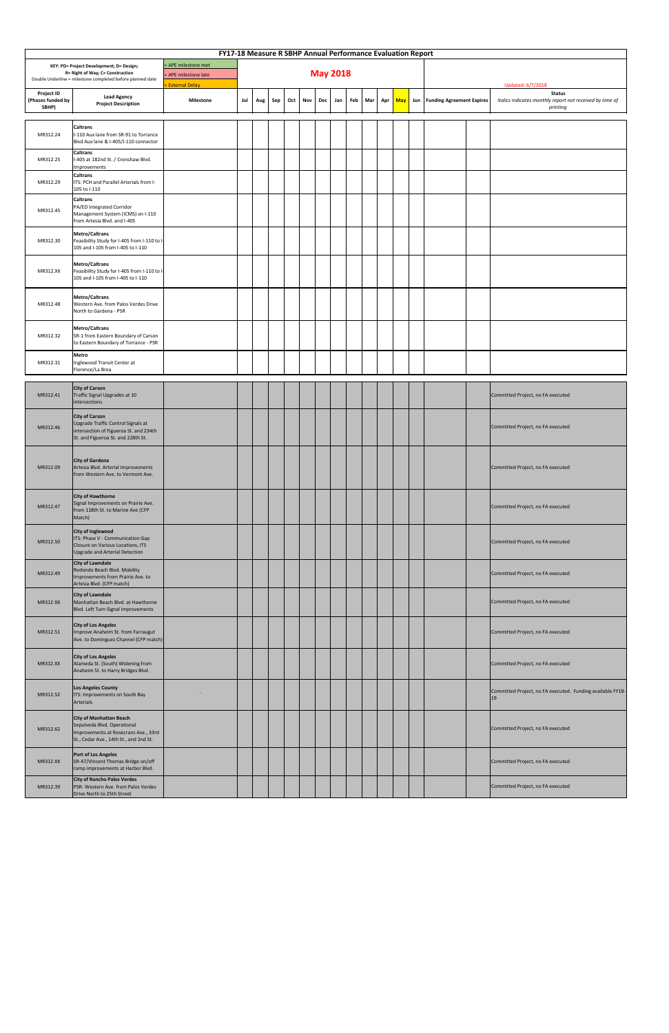# FY17-18 Measure R SBHP Annual Performance Evaluation Report

| KEY: PD= Project Development; D= Design; R= Right of Way; C= Construction<br>Double Underline = milestone completed before planned date | = APE milestone met<br>= APE milestone late<br>= External Delay | May 2018 | | | | | | | | | | | | | Updated: 6/7/2018 |
|---|---|---|---|---|---|---|---|---|---|---|---|---|---|---|---|
| **Project ID (Phases funded by SBHP)** | **Lead Agency Project Description** | **Milestone** | **Jul** | **Aug** | **Sep** | **Oct** | **Nov** | **Dec** | **Jan** | **Feb** | **Mar** | **Apr** | **May** | **Jun** | **Funding Agreement Expires** | **Status** *Italics indicates monthly report not received by time of printing* |

| Project ID | Lead Agency / Project Description | Milestone | Jul | Aug | Sep | Oct | Nov | Dec | Jan | Feb | Mar | Apr | May | Jun | Funding Agreement Expires | | Status |
|---|---|---|---|---|---|---|---|---|---|---|---|---|---|---|---|---|---|
| MR312.24 | **Caltrans** I-110 Aux lane from SR-91 to Torrance Blvd Aux lane & I-405/I-110 connector | | | | | | | | | | | | | | | | |
| MR312.25 | **Caltrans** I-405 at 182nd St. / Crenshaw Blvd. Improvements | | | | | | | | | | | | | | | | |
| MR312.29 | **Caltrans** ITS: PCH and Parallel Arterials from I-105 to I-110 | | | | | | | | | | | | | | | | |
| MR312.45 | **Caltrans** PA/ED Integrated Corridor Management System (ICMS) on I-110 from Artesia Blvd. and I-405 | | | | | | | | | | | | | | | | |
| MR312.30 | **Metro/Caltrans** Feasibility Study for I-405 from I-110 to I-105 and I-105 from I-405 to I-110 | | | | | | | | | | | | | | | | |
| MR312.XX | **Metro/Caltrans** Feasibility Study for I-405 from I-110 to I-105 and I-105 from I-405 to I-110 | | | | | | | | | | | | | | | | |
| MR312.48 | **Metro/Caltrans** Western Ave. from Palos Verdes Drive North to Gardena - PSR | | | | | | | | | | | | | | | | |
| MR312.32 | **Metro/Caltrans** SR-1 from Eastern Boundary of Carson to Eastern Boundary of Torrance - PSR | | | | | | | | | | | | | | | | |
| MR312.31 | **Metro** Inglewood Transit Center at Florence/La Brea | | | | | | | | | | | | | | | | |
| MR312.41 | **City of Carson** Traffic Signal Upgrades at 10 intersections | | | | | | | | | | | | | | | | Committed Project, no FA executed |
| MR312.46 | **City of Carson** Upgrade Traffic Control Signals at intersection of Figueroa St. and 234th St. and Figueroa St. and 228th St. | | | | | | | | | | | | | | | | Committed Project, no FA executed |
| MR312.09 | **City of Gardena** Artesia Blvd. Arterial Improvements from Western Ave. to Vermont Ave. | | | | | | | | | | | | | | | | Committed Project, no FA executed |
| MR312.47 | **City of Hawthorne** Signal Improvements on Prairie Ave. from 118th St. to Marine Ave (CFP Match) | | | | | | | | | | | | | | | | Committed Project, no FA executed |
| MR312.50 | **City of Inglewood** ITS: Phase V - Communication Gap Closure on Various Locations, ITS Upgrade and Arterial Detection | | | | | | | | | | | | | | | | Committed Project, no FA executed |
| MR312.49 | **City of Lawndale** Redondo Beach Blvd. Mobility Improvements from Prairie Ave. to Artesia Blvd. (CFP match) | | | | | | | | | | | | | | | | Committed Project, no FA executed |
| MR312.XX | **City of Lawndale** Manhattan Beach Blvd. at Hawthorne Blvd. Left Turn Signal Improvements | | | | | | | | | | | | | | | | Committed Project, no FA executed |
| MR312.51 | **City of Los Angeles** Improve Anaheim St. from Farraugut Ave. to Dominguez Channel (CFP match) | | | | | | | | | | | | | | | | Committed Project, no FA executed |
| MR312.XX | **City of Los Angeles** Alameda St. (South) Widening from Anaheim St. to Harry Bridges Blvd. | | | | | | | | | | | | | | | | Committed Project, no FA executed |
| MR312.52 | **Los Angeles County** ITS: Improvements on South Bay Arterials | | | | | | | | | | | | | | | | Committed Project, no FA executed. Funding available FY18-19 |
| MR312.62 | **City of Manhattan Beach** Sepulveda Blvd. Operational Improvements at Rosecrans Ave., 33rd St., Cedar Ave., 14th St., and 2nd St. | | | | | | | | | | | | | | | | Committed Project, no FA executed |
| MR312.XX | **Port of Los Angeles** SR-47/Vincent Thomas Bridge on/off ramp improvements at Harbor Blvd. | | | | | | | | | | | | | | | | Committed Project, no FA executed |
| MR312.39 | **City of Rancho Palos Verdes** PSR- Western Ave. from Palos Verdes Drive North to 25th Street | | | | | | | | | | | | | | | | Committed Project, no FA executed |